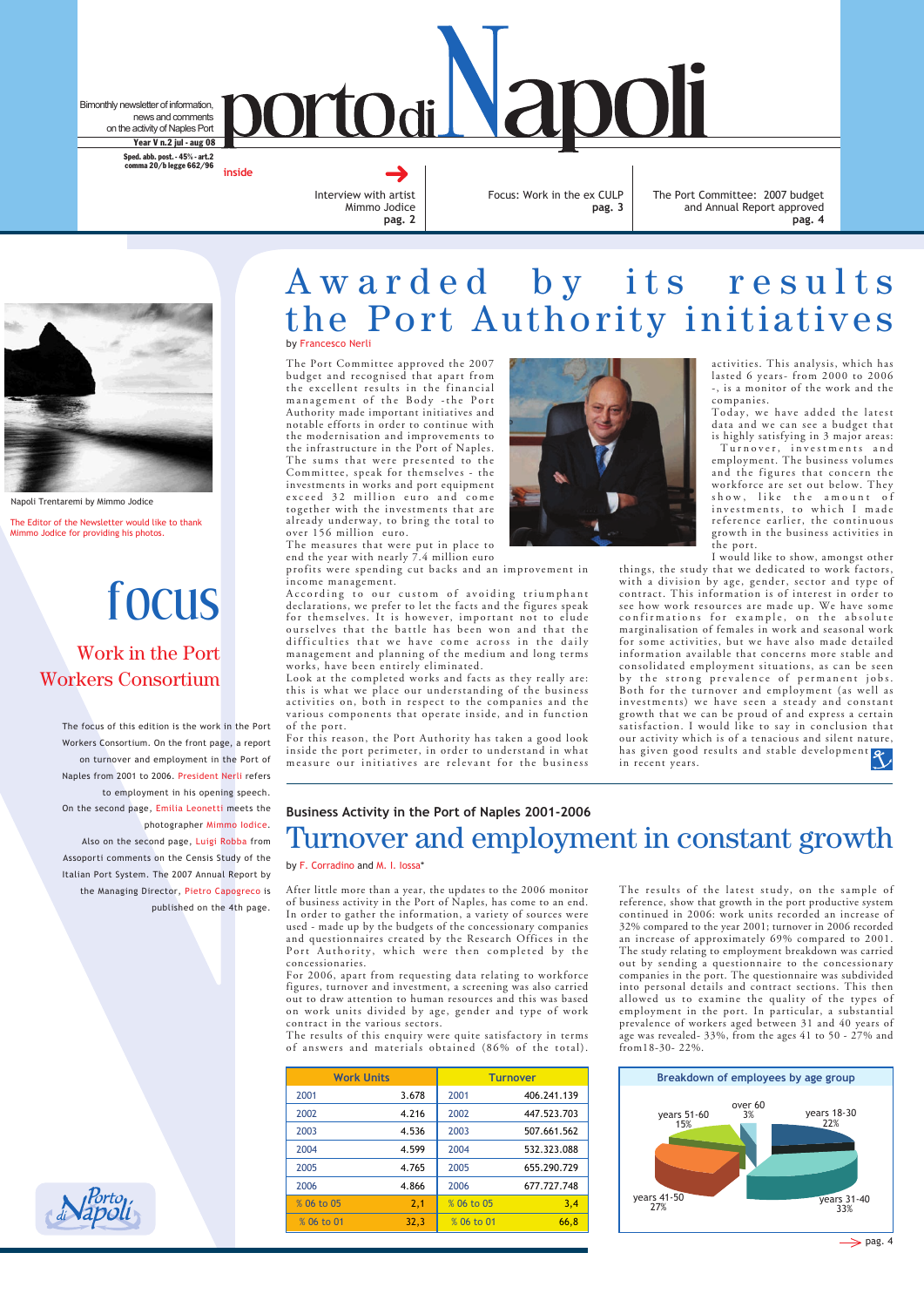# porto di Napoli

Bimonthly newsletter of information, news and comments on the activity of Naples Port

**Year V n.2 jul - aug 08**

**Sped. abb. post. - 45% - art.2 comma 20/b legge 662/96**

**inside**

Interview with artist Mimmo Jodice **pag. 2**

Focus: Work in the ex CULP **pag. 3**

The Port Committee: 2007 budget and Annual Report approved **pag. 4**

Napoli Trentaremi by Mimmo Jodice

The Editor of the Newsletter would like to thank Mimmo Jodice for providing his photos.

# focus

## Work in the Port Workers Consortium

The focus of this edition is the work in the Port Workers Consortium. On the front page, a report on turnover and employment in the Port of Naples from 2001 to 2006. President Nerli refers to employment in his opening speech. On the second page, Emilia Leonetti meets the photographer Mimmo Iodice. Also on the second page, Luigi Robba from Assoporti comments on the Censis Study of the Italian Port System. The 2007 Annual Report by the Managing Director, Pietro Capogreco is published on the 4th page.

# Awarded by its results the Port Authority initiatives

by Francesco Nerli

The Port Committee approved the 2007 budget and recognised that apart from the excellent results in the financial management of the Body -the Port Authority made important initiatives and notable efforts in order to continue with the modernisation and improvements to the infrastructure in the Port of Naples. The sums that were presented to the Committee, speak for themselves - the investments in works and port equipment exceed 32 million euro and come together with the investments that are already underway, to bring the total to over 156 million euro.

The measures that were put in place to end the year with nearly 7.4 million euro profits were spending cut backs and an improvement in income management.

According to our custom of avoiding triumphant declarations, we prefer to let the facts and the figures speak for themselves. It is however, important not to elude ourselves that the battle has been won and that the difficulties that we have come across in the daily management and planning of the medium and long terms works, have been entirely eliminated.

Look at the completed works and facts as they really are: this is what we place our understanding of the business activities on, both in respect to the companies and the various components that operate inside, and in function of the port.

For this reason, the Port Authority has taken a good look inside the port perimeter, in order to understand in what measure our initiatives are relevant for the business activities. This analysis, which has lasted 6 years- from 2000 to 2006 -, is a monitor of the work and the companies.

Today, we have added the latest data and we can see a budget that is highly satisfying in 3 major areas: Turnover, investments and employment. The business volumes and the figures that concern the workforce are set out below. They show, like the amount of investments, to which I made reference earlier, the continuous growth in the business activities in the port.

I would like to show, amongst other things, the study that we dedicated to work factors, with a division by age, gender, sector and type of contract. This information is of interest in order to see how work resources are made up. We have some confirmations for example, on the absolute marginalisation of females in work and seasonal work for some activities, but we have also made detailed information available that concerns more stable and consolidated employment situations, as can be seen by the strong prevalence of permanent jobs. Both for the turnover and employment (as well as investments) we have seen a steady and constant growth that we can be proud of and express a certain satisfaction. I would like to say in conclusion that our activity which is of a tenacious and silent nature, has given good results and stable development in recent years.

### Business Activity in the Port of Naples 2001-2006

# Turnover and employment in constant growth

by F. Corradino and M. I. Iossa*

After little more than a year, the updates to the 2006 monitor of business activity in the Port of Naples, has come to an end. In order to gather the information, a variety of sources were used - made up by the budgets of the concessionary companies and questionnaires created by the Research Offices in the Port Authority, which were then completed by the concessionaries.

For 2006, apart from requesting data relating to workforce figures, turnover and investment, a screening was also carried out to draw attention to human resources and this was based on work units divided by age, gender and type of work contract in the various sectors.

The results of this enquiry were quite satisfactory in terms of answers and materials obtained (86% of the total).

The results of the latest study, on the sample of reference, show that growth in the port productive system continued in 2006: work units recorded an increase of 32% compared to the year 2001; turnover in 2006 recorded an increase of approximately 69% compared to 2001. The study relating to employment breakdown was carried out by sending a questionnaire to the concessionary companies in the port. The questionnaire was subdivided into personal details and contract sections. This then allowed us to examine the quality of the types of employment in the port. In particular, a substantial prevalence of workers aged between 31 and 40 years of age was revealed- 33%, from the ages 41 to 50 - 27% and from18-30- 22%.

| Work Units | | Turnover | |
|---|---|---|---|
| 2001 | 3.678 | 2001 | 406.241.139 |
| 2002 | 4.216 | 2002 | 447.523.703 |
| 2003 | 4.536 | 2003 | 507.661.562 |
| 2004 | 4.599 | 2004 | 532.323.088 |
| 2005 | 4.765 | 2005 | 655.290.729 |
| 2006 | 4.866 | 2006 | 677.727.748 |
| % 06 to 05 | 2,1 | % 06 to 05 | 3,4 |
| % 06 to 01 | 32,3 | % 06 to 01 | 66,8 |

**Breakdown of employees by age group**

| Age group | Share |
|---|---|
| years 18-30 | 22% |
| years 31-40 | 33% |
| years 41-50 | 27% |
| years 51-60 | 15% |
| over 60 | 3% |

pag. 4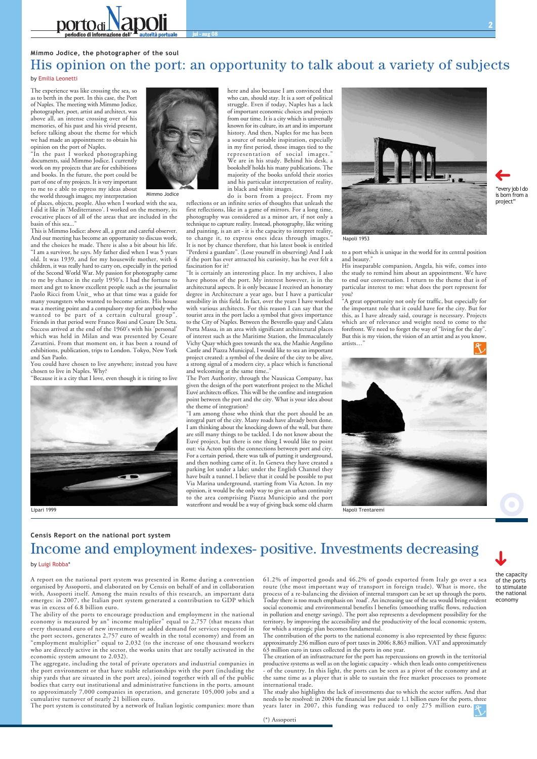Mimmo Jodice, the photographer of the soul

# His opinion on the port: an opportunity to talk about a variety of subjects

by Emilia Leonetti

The experience was like crossing the sea, so as to berth in the port. In this case, the Port of Naples. The meeting with Mimmo Jodice, photographer, poet, artist and architect, was above all, an intense crossing over of his memories, of his past and his vivid present, before talking about the theme for which we had made an appointment: to obtain his opinion on the port of Naples.

"In the past I worked photographing documents, said Mimmo Jodice. I currently work on my projects that are for exhibitions and books. In the future, the port could be part of one of my projects. It is very important to me to e able to express my ideas about the world through images; my interpretation of places, objects, people. Also when I worked with the sea, I did it like in 'Mediterraneo'. I worked on the memory, its evocative places of all of the areas that are included in the basin of this sea..."

Mimmo Jodice

This is Mimmo Iodice: above all, a great and careful observer. And our meeting has become an opportunity to discuss work, and the choices he made. There is also a bit about his life. "I am a survivor, he says. My father died when I was 5 years old. It was 1939, and for my housewife mother, with 4 children, it was really hard to carry on, especially in the period of the Second World War. My passion for photography came to me by chance in the early 1950's. I had the fortune to meet and get to know excellent people such as the journalist Paolo Ricci from Unit_ who at that time was a guide for many youngsters who wanted to become artists. His house was a meeting point and a compulsory step for anybody who wanted to be part of a certain cultural group". Friends in that period were Franco Rosi and Cesare De Seta. Success arrived at the end of the 1960's with his 'personal' which was held in Milan and was presented by Cesare Zavattini. From that moment on, it has been a round of exhibitions, publication, trips to London. Tokyo, New York and San Paolo.

You could have chosen to live anywhere; instead you have chosen to live in Naples. Why?

"Because it is a city that I love, even though it is tiring to live here and also because I am convinced that who can, should stay. It is a sort of political struggle. Even if today, Naples has a lack of important economic choices and projects from our time. It is a city which is universally known for its culture, its art and its important history. And then, Naples for me has been a source of notable inspiration, especially in my first period, those images tied to the representation of social images." We are in his study. Behind his desk, a bookshelf holds his many publications. The majority of the books unfold their stories and his particular interpretation of reality, in black and white images.

Lipari 1999

"every job I do is born from a project"

do is born from a project. From my reflections or an infinite series of thoughts that unleash the first reflections, like in a game of mirrors. For a long time, photography was considered as a minor art, if not only a technique to capture reality. Instead, photography, like writing and painting, is an art - it is the capacity to interpret reality, to change it, to express ones ideas through images." It is not by chance therefore, that his latest book is entitled "Perdersi a guardare". (Lose yourself in observing) And I ask if the port has ever attracted his curiosity, has he ever felt a fascination for it?

"It is certainly an interesting place. In my archives, I also have photos of the port. My interest however, is in the architectural aspects. It is only because I received an honorary degree in Architecture a year ago, but I have a particular sensibility in this field. In fact, over the years I have worked with various architects. For this reason I can say that the tourist area in the port lacks a symbol that gives importance to the City of Naples. Between the Beverello quay and Calata Porta Massa, in an area with significant architectural places of interest such as the Maritime Station, the Immaculately Vichy Quay which goes towards the sea, the Mashie Angelino Castle and Piazza Municipal, I would like to sea an important project created: a symbol of the desire of the city to be alive, a strong signal of a modern city, a place which is functional and welcoming at the same time.."

The Port Authority, through the Nausicaa Company, has given the design of the port waterfront project to the Michel Euvé architects offices. This will be the confine and integration point between the port and the city. What is your idea about the theme of integration?

"I am among those who think that the port should be an integral part of the city. Many roads have already been done. I am thinking about the knocking down of the wall, but there are still many things to be tackled. I do not know about the Euvé project, but there is one thing I would like to point out: via Acton splits the connections between port and city. For a certain period, there was talk of putting it underground, and then nothing came of it. In Geneva they have created a parking lot under a lake; under the English Channel they have built a tunnel. I believe that it could be possible to put Via Marina underground, starting from Via Acton. In my opinion, it would be the only way to give an urban continuity to the area comprising Piazza Municipio and the port waterfront and would be a way of giving back some old charm to a port which is unique in the world for its central position and beauty."

Napoli 1953

His inseparable companion, Angela, his wife, comes into the study to remind him about an appointment. We have to end our conversation. I return to the theme that is of particular interest to me: what does the port represent for you?

"A great opportunity not only for traffic, but especially for the important role that it could have for the city. But for this, as I have already said, courage is necessary. Projects which are of relevance and weight need to come to the forefront. We need to forget the way of "living for the day". But this is my vision, the vision of an artist and as you know, artists…"

Napoli Trentaremi

Censis Report on the national port system

# Income and employment indexes- positive. Investments decreasing

by Luigi Robba*

the capacity of the ports to stimulate the national economy

A report on the national port system was presented in Rome during a convention organised by Assoporti, and elaborated on by Censis on behalf of and in collaboration with, Assoporti itself. Among the main results of this research, an important data emerges: in 2007, the Italian port system generated a contribution to GDP which was in excess of 6.8 billion euro.

The ability of the ports to encourage production and employment in the national economy is measured by an" income multiplier" equal to 2,757 (that means that every thousand euro of new investment or added demand for services requested in the port sectors, generates 2,757 euro of wealth in the total economy) and from an "employment multiplier" equal to 2,032 (to the increase of one thousand workers who are directly active in the sector, the works units that are totally activated in the economic system amount to 2.032).

The aggregate, including the total of private operators and industrial companies in the port environment or that have stable relationships with the port (including the ship yards that are situated in the port area), joined together with all of the public bodies that carry out institutional and administrative functions in the ports, amount to approximately 7,000 companies in operation, and generate 105,000 jobs and a cumulative turnover of nearly 21 billion euro.

The port system is constituted by a network of Italian logistic companies: more than 61.2% of imported goods and 46.2% of goods exported from Italy go over a sea route (the most important way of transport in foreign trade). What is more, the process of a re-balancing the division of internal transport can be set up through the ports. Today there is too much emphasis on 'road'. An increasing use of the sea would bring evident social economic and environmental benefits l benefits (smoothing traffic flows, reduction in pollution and energy savings). The port also represents a development possibility for the territory, by improving the accessibility and the productivity of the local economic system, for which a strategic plan becomes fundamental.

The contribution of the ports to the national economy is also represented by these figures: approximately 236 million euro of port taxes in 2006; 8,863 million. VAT and approximately 63 million euro in taxes collected in the ports in one year.

The creation of an infrastructure for the port has repercussions on growth in the territorial productive systems as well as on the logistic capacity - which then leads onto competitiveness - of the country. In this light, the ports can be seen as a pivot of the economy and at the same time as a player that is able to sustain the free market processes to promote international trade.

The study also highlights the lack of investments due to which the sector suffers. And that needs to be resolved: in 2004 the financial law put aside 1.1 billion euro for the ports, three years later in 2007, this funding was reduced to only 275 million euro.

(*) Assoporti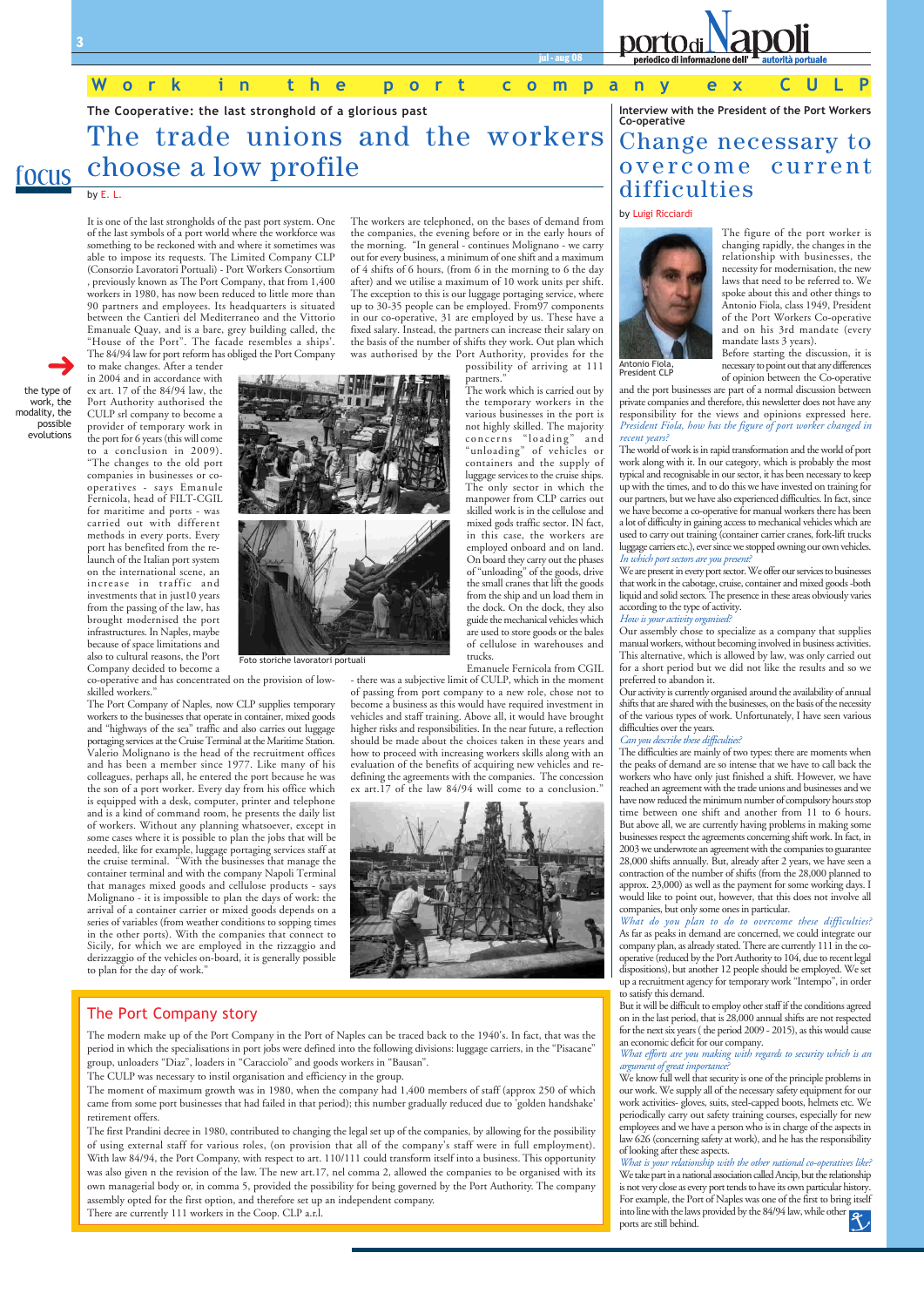# Work in the port company ex CULP

## The Cooperative: the last stronghold of a glorious past

# The trade unions and the workers choose a low profile

focus

by E. L.

the type of work, the modality, the possible evolutions

It is one of the last strongholds of the past port system. One of the last symbols of a port world where the workforce was something to be reckoned with and where it sometimes was able to impose its requests. The Limited Company CLP (Consorzio Lavoratori Portuali) - Port Workers Consortium , previously known as The Port Company, that from 1,400 workers in 1980, has now been reduced to little more than 90 partners and employees. Its headquarters is situated between the Cantieri del Mediterraneo and the Vittorio Emanuale Quay, and is a bare, grey building called, the "House of the Port". The facade resembles a ships'. The 84/94 law for port reform has obliged the Port Company to make changes. After a tender in 2004 and in accordance with ex art. 17 of the 84/94 law, the Port Authority authorised the CULP srl company to become a provider of temporary work in the port for 6 years (this will come to a conclusion in 2009). "The changes to the old port companies in businesses or co-operatives - says Emanule Fernicola, head of FILT-CGIL for maritime and ports - was carried out with different methods in every ports. Every port has benefited from the re-launch of the Italian port system on the international scene, an increase in traffic and investments that in just10 years from the passing of the law, has brought modernised the port infrastructures. In Naples, maybe because of space limitations and also to cultural reasons, the Port Company decided to become a co-operative and has concentrated on the provision of low-skilled workers."

The Port Company of Naples, now CLP supplies temporary workers to the businesses that operate in container, mixed goods and "highways of the sea" traffic and also carries out luggage portaging services at the Cruise Terminal at the Maritime Station. Valerio Molignano is the head of the recruitment offices and has been a member since 1977. Like many of his colleagues, perhaps all, he entered the port because he was the son of a port worker. Every day from his office which is equipped with a desk, computer, printer and telephone and is a kind of command room, he presents the daily list of workers. Without any planning whatsoever, except in some cases where it is possible to plan the jobs that will be needed, like for example, luggage portaging services staff at the cruise terminal. "With the businesses that manage the container terminal and with the company Napoli Terminal that manages mixed goods and cellulose products - says Molignano - it is impossible to plan the days of work: the arrival of a container carrier or mixed goods depends on a series of variables (from weather conditions to sopping times in the other ports). With the companies that connect to Sicily, for which we are employed in the rizzaggio and derizzaggio of the vehicles on-board, it is generally possible to plan for the day of work."

The workers are telephoned, on the bases of demand from the companies, the evening before or in the early hours of the morning. "In general - continues Molignano - we carry out for every business, a minimum of one shift and a maximum of 4 shifts of 6 hours, (from 6 in the morning to 6 the day after) and we utilise a maximum of 10 work units per shift. The exception to this is our luggage portaging service, where up to 30-35 people can be employed. From97 components in our co-operative, 31 are employed by us. These have a fixed salary. Instead, the partners can increase their salary on the basis of the number of shifts they work. Out plan which was authorised by the Port Authority, provides for the possibility of arriving at 111 partners."

The work which is carried out by the temporary workers in the various businesses in the port is not highly skilled. The majority concerns "loading" and "unloading" of vehicles or containers and the supply of luggage services to the cruise ships. The only sector in which the manpower from CLP carries out skilled work is in the cellulose and mixed gods traffic sector. IN fact, in this case, the workers are employed onboard and on land. On board they carry out the phases of "unloading" of the goods, drive the small cranes that lift the goods from the ship and un load them in the dock. On the dock, they also guide the mechanical vehicles which are used to store goods or the bales of cellulose in warehouses and trucks.

Foto storiche lavoratori portuali

Emanuele Fernicola from CGIL - there was a subjective limit of CULP, which in the moment of passing from port company to a new role, chose not to become a business as this would have required investment in vehicles and staff training. Above all, it would have brought higher risks and responsibilities. In the near future, a reflection should be made about the choices taken in these years and how to proceed with increasing workers skills along with an evaluation of the benefits of acquiring new vehicles and re-defining the agreements with the companies. The concession ex art.17 of the law 84/94 will come to a conclusion."

## The Port Company story

The modern make up of the Port Company in the Port of Naples can be traced back to the 1940's. In fact, that was the period in which the specialisations in port jobs were defined into the following divisions: luggage carriers, in the "Pisacane" group, unloaders "Diaz", loaders in "Caraccciolo" and goods workers in "Bausan".

The CULP was necessary to instil organisation and efficiency in the group.

The moment of maximum growth was in 1980, when the company had 1,400 members of staff (approx 250 of which came from some port businesses that had failed in that period); this number gradually reduced due to 'golden handshake' retirement offers.

The first Prandini decree in 1980, contributed to changing the legal set up of the companies, by allowing for the possibility of using external staff for various roles, (on provision that all of the company's staff were in full employment). With law 84/94, the Port Company, with respect to art. 110/111 could transform itself into a business. This opportunity was also given n the revision of the law. The new art.17, nel comma 2, allowed the companies to be organised with its own managerial body or, in comma 5, provided the possibility for being governed by the Port Authority. The company assembly opted for the first option, and therefore set up an independent company.

There are currently 111 workers in the Coop. CLP a.r.l.

## Interview with the President of the Port Workers Co-operative

# Change necessary to overcome current difficulties

by Luigi Ricciardi

Antonio Fiola, President CLP

The figure of the port worker is changing rapidly, the changes in the relationship with businesses, the necessity for modernisation, the new laws that need to be referred to. We spoke about this and other things to Antonio Fiola, class 1949, President of the Port Workers Co-operative and on his 3rd mandate (every mandate lasts 3 years).

Before starting the discussion, it is necessary to point out that any differences of opinion between the Co-operative and the port businesses are part of a normal discussion between private companies and therefore, this newsletter does not have any responsibility for the views and opinions expressed here.

*President Fiola, how has the figure of port worker changed in recent years?*

The world of work is in rapid transformation and the world of port work along with it. In our category, which is probably the most typical and recognisable in our sector, it has been necessary to keep up with the times, and to do this we have invested on training for our partners, but we have also experienced difficulties. In fact, since we have become a co-operative for manual workers there has been a lot of difficulty in gaining access to mechanical vehicles which are used to carry out training (container carrier cranes, fork-lift trucks luggage carriers etc.), ever since we stopped owning our own vehicles.

*In which port sectors are you present?*

We are present in every port sector. We offer our services to businesses that work in the cabotage, cruise, container and mixed goods -both liquid and solid sectors. The presence in these areas obviously varies according to the type of activity.

*How is your activity organised?*

Our assembly chose to specialize as a company that supplies manual workers, without becoming involved in business activities. This alternative, which is allowed by law, was only carried out for a short period but we did not like the results and so we preferred to abandon it.

Our activity is currently organised around the availability of annual shifts that are shared with the businesses, on the basis of the necessity of the various types of work. Unfortunately, I have seen various difficulties over the years.

*Can you describe these difficulties?*

The difficulties are mainly of two types: there are moments when the peaks of demand are so intense that we have to call back the workers who have only just finished a shift. However, we have reached an agreement with the trade unions and businesses and we have now reduced the minimum number of compulsory hours stop time between one shift and another from 11 to 6 hours. But above all, we are currently having problems in making some businesses respect the agreements concerning shift work. In fact, in 2003 we underwrote an agreement with the companies to guarantee 28,000 shifts annually. But, already after 2 years, we have seen a contraction of the number of shifts (from the 28,000 planned to approx. 23,000) as well as the payment for some working days. I would like to point out, however, that this does not involve all companies, but only some ones in particular.

*What do you plan to do to overcome these difficulties?*

As far as peaks in demand are concerned, we could integrate our company plan, as already stated. There are currently 111 in the co-operative (reduced by the Port Authority to 104, due to recent legal dispositions), but another 12 people should be employed. We set up a recruitment agency for temporary work "Intempo", in order to satisfy this demand.

But it will be difficult to employ other staff if the conditions agreed on in the last period, that is 28,000 annual shifts are not respected for the next six years ( the period 2009 - 2015), as this would cause an economic deficit for our company.

*What efforts are you making with regards to security which is an argument of great importance?*

We know full well that security is one of the principle problems in our work. We supply all of the necessary safety equipment for our work activities- gloves, suits, steel-capped boots, helmets etc. We periodically carry out safety training courses, especially for new employees and we have a person who is in charge of the aspects in law 626 (concerning safety at work), and he has the responsibility of looking after these aspects.

*What is your relationship with the other national co-operatives like?*

We take part in a national association called Ancip, but the relationship is not very close as every port tends to have its own particular history. For example, the Port of Naples was one of the first to bring itself into line with the laws provided by the 84/94 law, while other ports are still behind.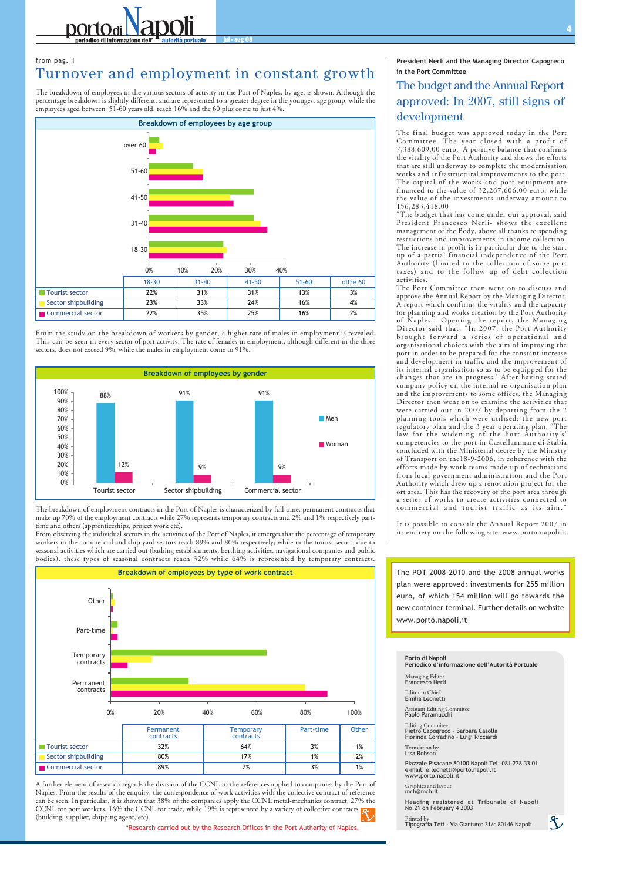from pag. 1

# Turnover and employment in constant growth

The breakdown of employees in the various sectors of activity in the Port of Naples, by age, is shown. Although the percentage breakdown is slightly different, and are represented to a greater degree in the youngest age group, while the employees aged between 51-60 years old, reach 16% and the 60 plus come to just 4%.

**Breakdown of employees by age group**

over 60
51-60
41-50
31-40
18-30
0% 10% 20% 30% 40%

| | 18-30 | 31-40 | 41-50 | 51-60 | oltre 60 |
|---|---|---|---|---|---|
| Tourist sector | 22% | 31% | 31% | 13% | 3% |
| Sector shipbuilding | 23% | 33% | 24% | 16% | 4% |
| Commercial sector | 22% | 35% | 25% | 16% | 2% |

From the study on the breakdown of workers by gender, a higher rate of males in employment is revealed. This can be seen in every sector of port activity. The rate of females in employment, although different in the three sectors, does not exceed 9%, while the males in employment come to 91%.

**Breakdown of employees by gender**

100% 90% 80% 70% 60% 50% 40% 30% 20% 10% 0%
Tourist sector: 88% 12%
Sector shipbuilding: 91% 9%
Commercial sector: 91% 9%
Men
Woman

The breakdown of employment contracts in the Port of Naples is characterized by full time, permanent contracts that make up 70% of the employment contracts while 27% represents temporary contracts and 2% and 1% respectively part-time and others (apprenticeships, project work etc).

From observing the individual sectors in the activities of the Port of Naples, it emerges that the percentage of temporary workers in the commercial and ship yard sectors reach 89% and 80% respectively; while in the tourist sector, due to seasonal activities which are carried out (bathing establishments, berthing activities, navigational companies and public bodies), these types of seasonal contracts reach 32% while 64% is represented by temporary contracts.

**Breakdown of employees by type of work contract**

Other
Part-time
Temporary contracts
Permanent contracts
0% 20% 40% 60% 80% 100%

| | Permanent contracts | Temporary contracts | Part-time | Other |
|---|---|---|---|---|
| Tourist sector | 32% | 64% | 3% | 1% |
| Sector shipbuilding | 80% | 17% | 1% | 2% |
| Commercial sector | 89% | 7% | 3% | 1% |

A further element of research regards the division of the CCNL to the references applied to companies by the Port of Naples. From the results of the enquiry, the correspondence of work activities with the collective contract of reference can be seen. In particular, it is shown that 38% of the companies apply the CCNL metal-mechanics contract, 27% the CCNL for port workers, 16% the CCNL for trade, while 19% is represented by a variety of collective contracts (building, supplier, shipping agent, etc).

*Research carried out by the Research Offices in the Port Authority of Naples.

**President Nerli and the Managing Director Capogreco in the Port Committee**

## The budget and the Annual Report approved: In 2007, still signs of development

The final budget was approved today in the Port Committee. The year closed with a profit of 7,388,609.00 euro. A positive balance that confirms the vitality of the Port Authority and shows the efforts that are still underway to complete the modernisation works and infrastructural improvements to the port. The capital of the works and port equipment are financed to the value of 32,267,606.00 euro; while the value of the investments underway amount to 156,283,418.00

"The budget that has come under our approval, said President Francesco Nerli- shows the excellent management of the Body, above all thanks to spending restrictions and improvements in income collection. The increase in profit is in particular due to the start up of a partial financial independence of the Port Authority (limited to the collection of some port taxes) and to the follow up of debt collection activities."

The Port Committee then went on to discuss and approve the Annual Report by the Managing Director. A report which confirms the vitality and the capacity for planning and works creation by the Port Authority of Naples. Opening the report, the Managing Director said that, "In 2007, the Port Authority brought forward a series of operational and organisational choices with the aim of improving the port in order to be prepared for the constant increase and development in traffic and the improvement of its internal organisation so as to be equipped for the changes that are in progress.' After having stated company policy on the internal re-organisation plan and the improvements to some offices, the Managing Director then went on to examine the activities that were carried out in 2007 by departing from the 2 planning tools which were utilised: the new port regulatory plan and the 3 year operating plan. "The law for the widening of the Port Authority's' competencies to the port in Castellammare di Stabia concluded with the Ministerial decree by the Ministry of Transport on the18-9-2006, in coherence with the efforts made by work teams made up of technicians from local government administration and the Port Authority which drew up a renovation project for the ort area. This has the recovery of the port area through a series of works to create activities connected to commercial and tourist traffic as its aim."

It is possible to consult the Annual Report 2007 in its entirety on the following site: www.porto.napoli.it

The POT 2008-2010 and the 2008 annual works plan were approved: investments for 255 million euro, of which 154 million will go towards the new container terminal. Further details on website www.porto.napoli.it

**Porto di Napoli**
**Periodico d'informazione dell'Autorità Portuale**

Managing Editor
Francesco Nerli

Editor in Chief
Emilia Leonetti

Assistant Editing Commitee
Paolo Paramucchi

Editing Commitee
Pietro Capogreco - Barbara Casolla
Fiorinda Corradino - Luigi Ricciardi

Translation by
Lisa Robson

Piazzale Pisacane 80100 Napoli Tel. 081 228 33 01
e-mail: e.leonetti@porto.napoli.it
www.porto.napoli.it

Graphics and layout
mcb@mcb.it

Heading registered at Tribunale di Napoli No.21 on February 4 2003

Printed by
Tipografia Teti - Via Gianturco 31/c 80146 Napoli